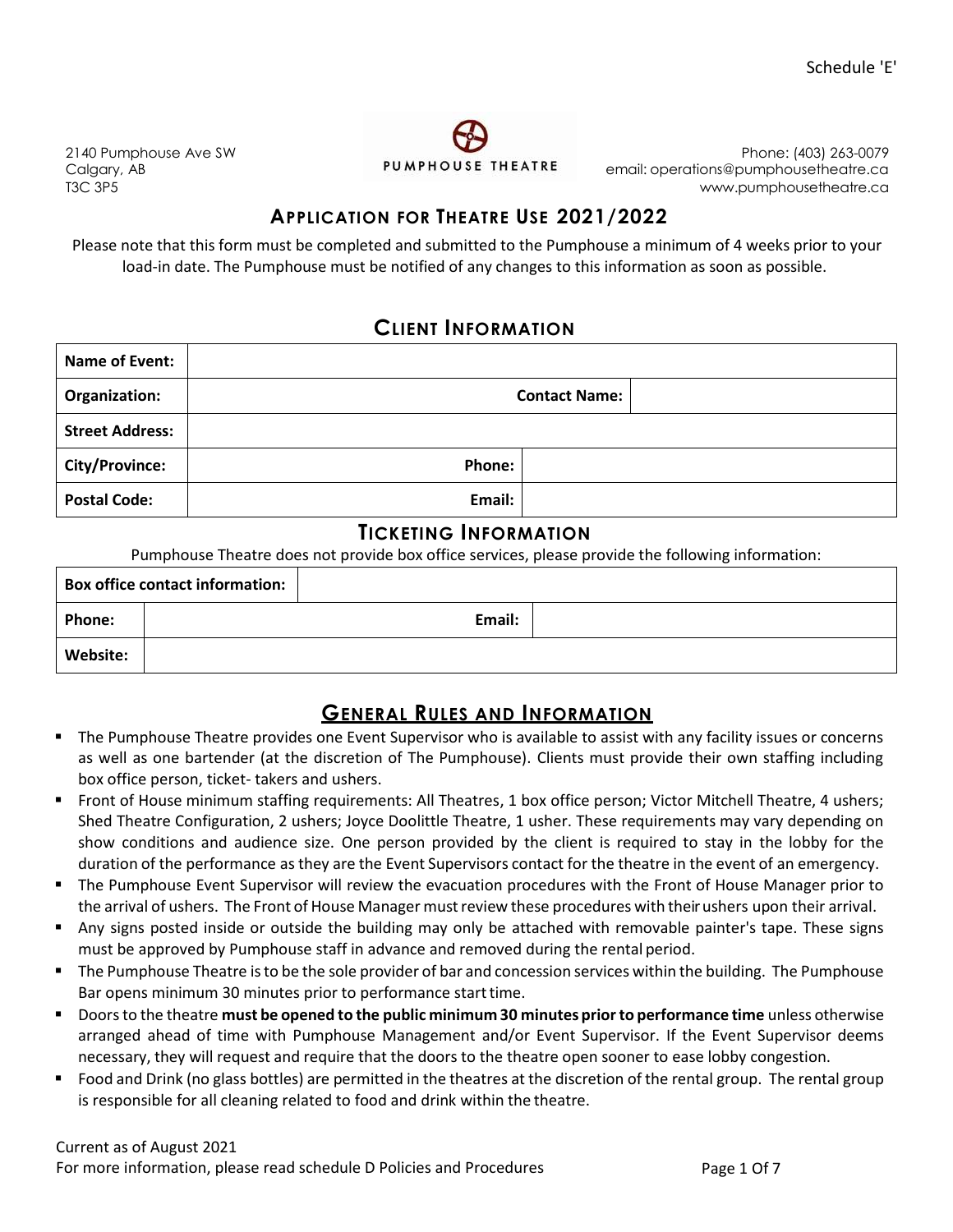Schedule 'E'

2140 Pumphouse Ave SW
Calgary, AB
T3C 3P5

PUMPHOUSE THEATRE

Phone: (403) 263-0079
email: operations@pumphousetheatre.ca
www.pumphousetheatre.ca

# APPLICATION FOR THEATRE USE 2021/2022

Please note that this form must be completed and submitted to the Pumphouse a minimum of 4 weeks prior to your load-in date. The Pumphouse must be notified of any changes to this information as soon as possible.

## CLIENT INFORMATION

| **Name of Event:** | | | |
|---|---|---|---|
| **Organization:** | | **Contact Name:** | |
| **Street Address:** | | | |
| **City/Province:** | | **Phone:** | |
| **Postal Code:** | | **Email:** | |

## TICKETING INFORMATION

Pumphouse Theatre does not provide box office services, please provide the following information:

| **Box office contact information:** | | | |
|---|---|---|---|
| **Phone:** | | **Email:** | |
| **Website:** | | | |

## GENERAL RULES AND INFORMATION

- The Pumphouse Theatre provides one Event Supervisor who is available to assist with any facility issues or concerns as well as one bartender (at the discretion of The Pumphouse). Clients must provide their own staffing including box office person, ticket- takers and ushers.
- Front of House minimum staffing requirements: All Theatres, 1 box office person; Victor Mitchell Theatre, 4 ushers; Shed Theatre Configuration, 2 ushers; Joyce Doolittle Theatre, 1 usher. These requirements may vary depending on show conditions and audience size. One person provided by the client is required to stay in the lobby for the duration of the performance as they are the Event Supervisors contact for the theatre in the event of an emergency.
- The Pumphouse Event Supervisor will review the evacuation procedures with the Front of House Manager prior to the arrival of ushers. The Front of House Manager must review these procedures with their ushers upon their arrival.
- Any signs posted inside or outside the building may only be attached with removable painter's tape. These signs must be approved by Pumphouse staff in advance and removed during the rental period.
- The Pumphouse Theatre is to be the sole provider of bar and concession services within the building. The Pumphouse Bar opens minimum 30 minutes prior to performance start time.
- Doors to the theatre **must be opened to the public minimum 30 minutes prior to performance time** unless otherwise arranged ahead of time with Pumphouse Management and/or Event Supervisor. If the Event Supervisor deems necessary, they will request and require that the doors to the theatre open sooner to ease lobby congestion.
- Food and Drink (no glass bottles) are permitted in the theatres at the discretion of the rental group. The rental group is responsible for all cleaning related to food and drink within the theatre.

Current as of August 2021
For more information, please read schedule D Policies and Procedures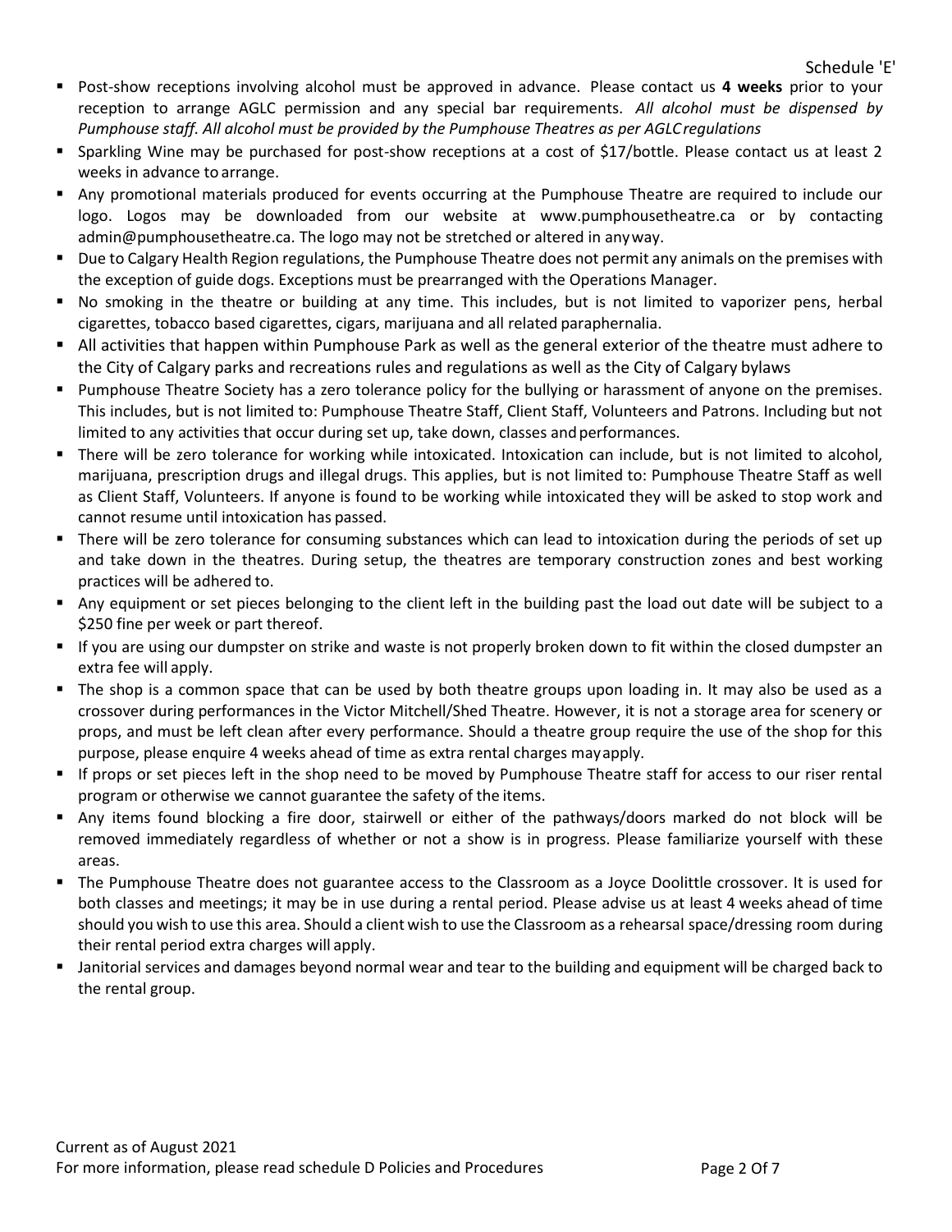Schedule 'E'

- Post-show receptions involving alcohol must be approved in advance. Please contact us **4 weeks** prior to your reception to arrange AGLC permission and any special bar requirements. *All alcohol must be dispensed by Pumphouse staff. All alcohol must be provided by the Pumphouse Theatres as per AGLC regulations*
- Sparkling Wine may be purchased for post-show receptions at a cost of $17/bottle. Please contact us at least 2 weeks in advance to arrange.
- Any promotional materials produced for events occurring at the Pumphouse Theatre are required to include our logo. Logos may be downloaded from our website at www.pumphousetheatre.ca or by contacting admin@pumphousetheatre.ca. The logo may not be stretched or altered in any way.
- Due to Calgary Health Region regulations, the Pumphouse Theatre does not permit any animals on the premises with the exception of guide dogs. Exceptions must be prearranged with the Operations Manager.
- No smoking in the theatre or building at any time. This includes, but is not limited to vaporizer pens, herbal cigarettes, tobacco based cigarettes, cigars, marijuana and all related paraphernalia.
- All activities that happen within Pumphouse Park as well as the general exterior of the theatre must adhere to the City of Calgary parks and recreations rules and regulations as well as the City of Calgary bylaws
- Pumphouse Theatre Society has a zero tolerance policy for the bullying or harassment of anyone on the premises. This includes, but is not limited to: Pumphouse Theatre Staff, Client Staff, Volunteers and Patrons. Including but not limited to any activities that occur during set up, take down, classes and performances.
- There will be zero tolerance for working while intoxicated. Intoxication can include, but is not limited to alcohol, marijuana, prescription drugs and illegal drugs. This applies, but is not limited to: Pumphouse Theatre Staff as well as Client Staff, Volunteers. If anyone is found to be working while intoxicated they will be asked to stop work and cannot resume until intoxication has passed.
- There will be zero tolerance for consuming substances which can lead to intoxication during the periods of set up and take down in the theatres. During setup, the theatres are temporary construction zones and best working practices will be adhered to.
- Any equipment or set pieces belonging to the client left in the building past the load out date will be subject to a $250 fine per week or part thereof.
- If you are using our dumpster on strike and waste is not properly broken down to fit within the closed dumpster an extra fee will apply.
- The shop is a common space that can be used by both theatre groups upon loading in. It may also be used as a crossover during performances in the Victor Mitchell/Shed Theatre. However, it is not a storage area for scenery or props, and must be left clean after every performance. Should a theatre group require the use of the shop for this purpose, please enquire 4 weeks ahead of time as extra rental charges may apply.
- If props or set pieces left in the shop need to be moved by Pumphouse Theatre staff for access to our riser rental program or otherwise we cannot guarantee the safety of the items.
- Any items found blocking a fire door, stairwell or either of the pathways/doors marked do not block will be removed immediately regardless of whether or not a show is in progress. Please familiarize yourself with these areas.
- The Pumphouse Theatre does not guarantee access to the Classroom as a Joyce Doolittle crossover. It is used for both classes and meetings; it may be in use during a rental period. Please advise us at least 4 weeks ahead of time should you wish to use this area. Should a client wish to use the Classroom as a rehearsal space/dressing room during their rental period extra charges will apply.
- Janitorial services and damages beyond normal wear and tear to the building and equipment will be charged back to the rental group.

Current as of August 2021
For more information, please read schedule D Policies and Procedures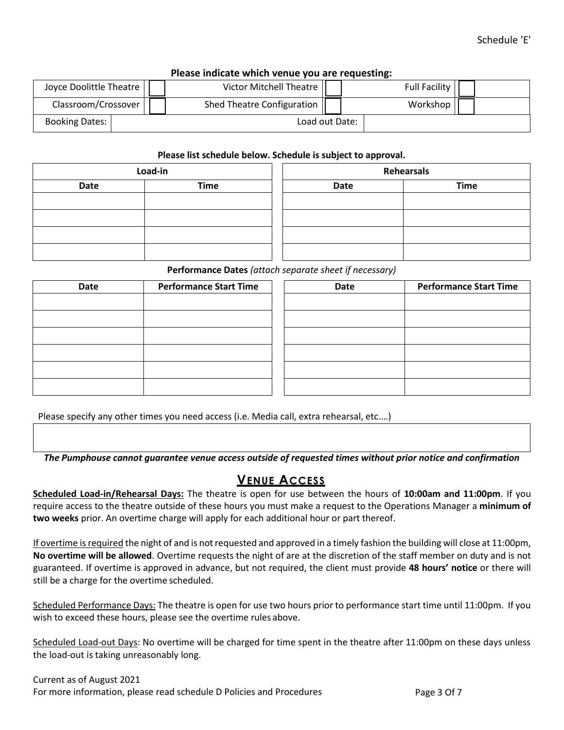Schedule 'E'

**Please indicate which venue you are requesting:**

| Joyce Doolittle Theatre | ☐ | Victor Mitchell Theatre | ☐ | Full Facility | ☐ |
|---|---|---|---|---|---|
| Classroom/Crossover | ☐ | Shed Theatre Configuration | ☐ | Workshop | ☐ |
| Booking Dates: | | | Load out Date: | | |

**Please list schedule below. Schedule is subject to approval.**

| Load-in | |
|---|---|
| **Date** | **Time** |
| | |
| | |
| | |
| | |

| Rehearsals | |
|---|---|
| **Date** | **Time** |
| | |
| | |
| | |
| | |

**Performance Dates** *(attach separate sheet if necessary)*

| Date | Performance Start Time | Date | Performance Start Time |
|---|---|---|---|
| | | | |
| | | | |
| | | | |
| | | | |
| | | | |
| | | | |

Please specify any other times you need access (i.e. Media call, extra rehearsal, etc.…)

| |
|---|
| |

***The Pumphouse cannot guarantee venue access outside of requested times without prior notice and confirmation***

## VENUE ACCESS

**Scheduled Load-in/Rehearsal Days:** The theatre is open for use between the hours of **10:00am and 11:00pm**. If you require access to the theatre outside of these hours you must make a request to the Operations Manager a **minimum of two weeks** prior. An overtime charge will apply for each additional hour or part thereof.

If overtime is required the night of and is not requested and approved in a timely fashion the building will close at 11:00pm, **No overtime will be allowed**. Overtime requests the night of are at the discretion of the staff member on duty and is not guaranteed. If overtime is approved in advance, but not required, the client must provide **48 hours' notice** or there will still be a charge for the overtime scheduled.

Scheduled Performance Days: The theatre is open for use two hours prior to performance start time until 11:00pm. If you wish to exceed these hours, please see the overtime rules above.

Scheduled Load-out Days: No overtime will be charged for time spent in the theatre after 11:00pm on these days unless the load-out is taking unreasonably long.

Current as of August 2021
For more information, please read schedule D Policies and Procedures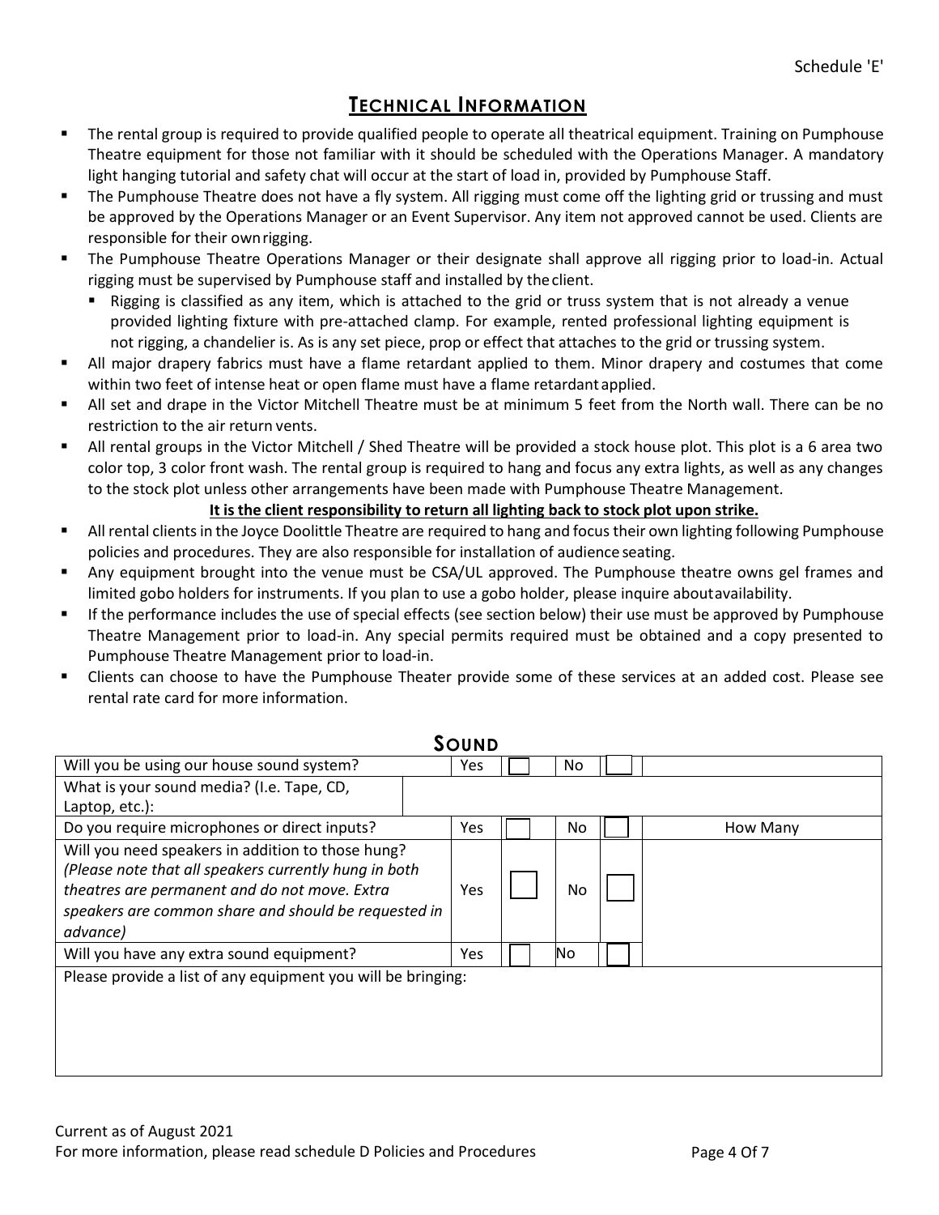Schedule 'E'

# TECHNICAL INFORMATION

- The rental group is required to provide qualified people to operate all theatrical equipment. Training on Pumphouse Theatre equipment for those not familiar with it should be scheduled with the Operations Manager. A mandatory light hanging tutorial and safety chat will occur at the start of load in, provided by Pumphouse Staff.
- The Pumphouse Theatre does not have a fly system. All rigging must come off the lighting grid or trussing and must be approved by the Operations Manager or an Event Supervisor. Any item not approved cannot be used. Clients are responsible for their own rigging.
- The Pumphouse Theatre Operations Manager or their designate shall approve all rigging prior to load-in. Actual rigging must be supervised by Pumphouse staff and installed by the client.
  - Rigging is classified as any item, which is attached to the grid or truss system that is not already a venue provided lighting fixture with pre-attached clamp. For example, rented professional lighting equipment is not rigging, a chandelier is. As is any set piece, prop or effect that attaches to the grid or trussing system.
- All major drapery fabrics must have a flame retardant applied to them. Minor drapery and costumes that come within two feet of intense heat or open flame must have a flame retardant applied.
- All set and drape in the Victor Mitchell Theatre must be at minimum 5 feet from the North wall. There can be no restriction to the air return vents.
- All rental groups in the Victor Mitchell / Shed Theatre will be provided a stock house plot. This plot is a 6 area two color top, 3 color front wash. The rental group is required to hang and focus any extra lights, as well as any changes to the stock plot unless other arrangements have been made with Pumphouse Theatre Management.

  **<u>It is the client responsibility to return all lighting back to stock plot upon strike.</u>**
- All rental clients in the Joyce Doolittle Theatre are required to hang and focus their own lighting following Pumphouse policies and procedures. They are also responsible for installation of audience seating.
- Any equipment brought into the venue must be CSA/UL approved. The Pumphouse theatre owns gel frames and limited gobo holders for instruments. If you plan to use a gobo holder, please inquire about availability.
- If the performance includes the use of special effects (see section below) their use must be approved by Pumphouse Theatre Management prior to load-in. Any special permits required must be obtained and a copy presented to Pumphouse Theatre Management prior to load-in.
- Clients can choose to have the Pumphouse Theater provide some of these services at an added cost. Please see rental rate card for more information.

## SOUND

| Question | | | | | |
|---|---|---|---|---|---|
| Will you be using our house sound system? | Yes | ☐ | No | ☐ | |
| What is your sound media? (I.e. Tape, CD, Laptop, etc.): | | | | | |
| Do you require microphones or direct inputs? | Yes | ☐ | No | ☐ | How Many |
| Will you need speakers in addition to those hung? *(Please note that all speakers currently hung in both theatres are permanent and do not move. Extra speakers are common share and should be requested in advance)* | Yes | ☐ | No | ☐ | |
| Will you have any extra sound equipment? | Yes | ☐ | No | ☐ | |
| Please provide a list of any equipment you will be bringing: | | | | | |

Current as of August 2021
For more information, please read schedule D Policies and Procedures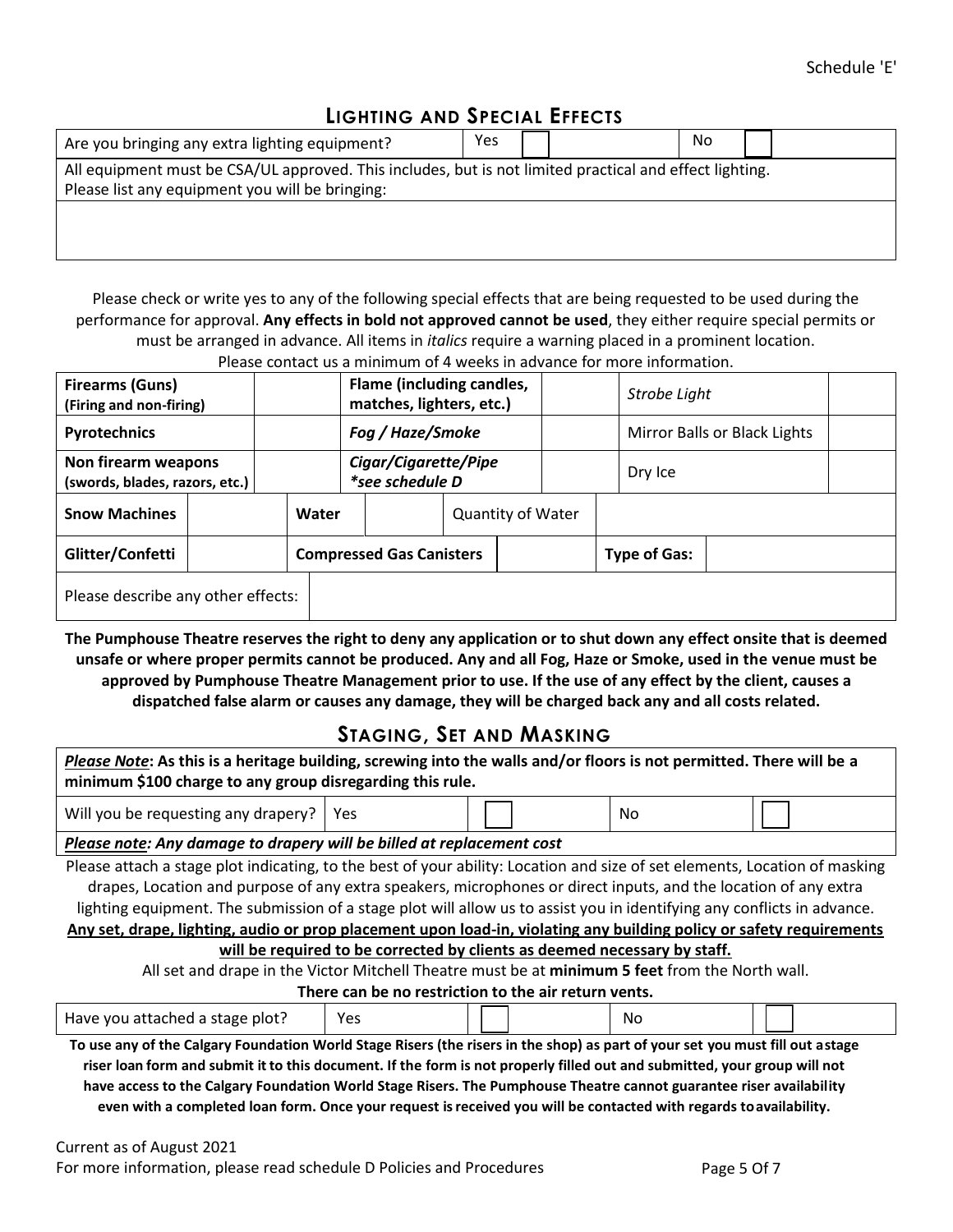Schedule 'E'

## Lighting and Special Effects

| Are you bringing any extra lighting equipment? | Yes | | No | |
|---|---|---|---|---|
| All equipment must be CSA/UL approved. This includes, but is not limited practical and effect lighting. Please list any equipment you will be bringing: | | | | |
| | | | | |

Please check or write yes to any of the following special effects that are being requested to be used during the performance for approval. **Any effects in bold not approved cannot be used**, they either require special permits or must be arranged in advance. All items in *italics* require a warning placed in a prominent location. Please contact us a minimum of 4 weeks in advance for more information.

| **Firearms (Guns)** **(Firing and non-firing)** | | **Flame (including candles, matches, lighters, etc.)** | | *Strobe Light* | |
|---|---|---|---|---|---|
| **Pyrotechnics** | | ***Fog / Haze/Smoke*** | | Mirror Balls or Black Lights | |
| **Non firearm weapons** **(swords, blades, razors, etc.)** | | ***Cigar/Cigarette/Pipe*** *\*see schedule D* | | Dry Ice | |
| **Snow Machines** | | **Water** | | Quantity of Water | |
| **Glitter/Confetti** | | **Compressed Gas Canisters** | | **Type of Gas:** | |
| Please describe any other effects: | | | | | |

**The Pumphouse Theatre reserves the right to deny any application or to shut down any effect onsite that is deemed unsafe or where proper permits cannot be produced. Any and all Fog, Haze or Smoke, used in the venue must be approved by Pumphouse Theatre Management prior to use. If the use of any effect by the client, causes a dispatched false alarm or causes any damage, they will be charged back any and all costs related.**

## Staging, Set and Masking

***Please Note*: As this is a heritage building, screwing into the walls and/or floors is not permitted. There will be a minimum $100 charge to any group disregarding this rule.**

| Will you be requesting any drapery? | Yes | | No | |
|---|---|---|---|---|

***Please note*: *Any damage to drapery will be billed at replacement cost***

Please attach a stage plot indicating, to the best of your ability: Location and size of set elements, Location of masking drapes, Location and purpose of any extra speakers, microphones or direct inputs, and the location of any extra lighting equipment. The submission of a stage plot will allow us to assist you in identifying any conflicts in advance.

**Any set, drape, lighting, audio or prop placement upon load-in, violating any building policy or safety requirements will be required to be corrected by clients as deemed necessary by staff.**

All set and drape in the Victor Mitchell Theatre must be at **minimum 5 feet** from the North wall.

**There can be no restriction to the air return vents.**

| Have you attached a stage plot? | Yes | | No | |
|---|---|---|---|---|

**To use any of the Calgary Foundation World Stage Risers (the risers in the shop) as part of your set you must fill out a stage riser loan form and submit it to this document. If the form is not properly filled out and submitted, your group will not have access to the Calgary Foundation World Stage Risers. The Pumphouse Theatre cannot guarantee riser availability even with a completed loan form. Once your request is received you will be contacted with regards to availability.**

Current as of August 2021
For more information, please read schedule D Policies and Procedures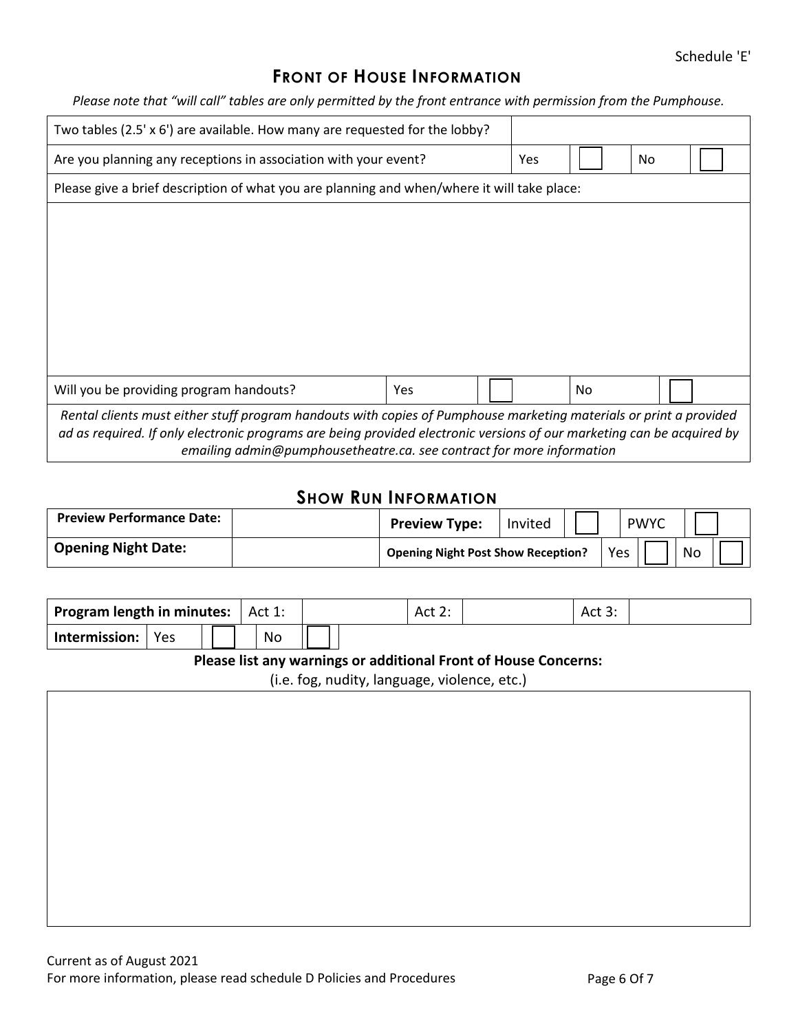## Front of House Information

*Please note that "will call" tables are only permitted by the front entrance with permission from the Pumphouse.*

| Two tables (2.5' x 6') are available. How many are requested for the lobby? | | | | |
|---|---|---|---|---|
| Are you planning any receptions in association with your event? | Yes | | No | |
| Please give a brief description of what you are planning and when/where it will take place: | | | | |
| | | | | |
| Will you be providing program handouts? | Yes | | No | |
| *Rental clients must either stuff program handouts with copies of Pumphouse marketing materials or print a provided ad as required. If only electronic programs are being provided electronic versions of our marketing can be acquired by emailing admin@pumphousetheatre.ca. see contract for more information* | | | | |

## Show Run Information

| **Preview Performance Date:** | | **Preview Type:** | Invited | | PWYC | |
|---|---|---|---|---|---|---|
| **Opening Night Date:** | | **Opening Night Post Show Reception?** | Yes | | No | |

| **Program length in minutes:** | Act 1: | | Act 2: | | Act 3: | |
|---|---|---|---|---|---|---|
| **Intermission:** Yes | | No | | | | |

**Please list any warnings or additional Front of House Concerns:**

(i.e. fog, nudity, language, violence, etc.)

| |
|---|
| |

Current as of August 2021

For more information, please read schedule D Policies and Procedures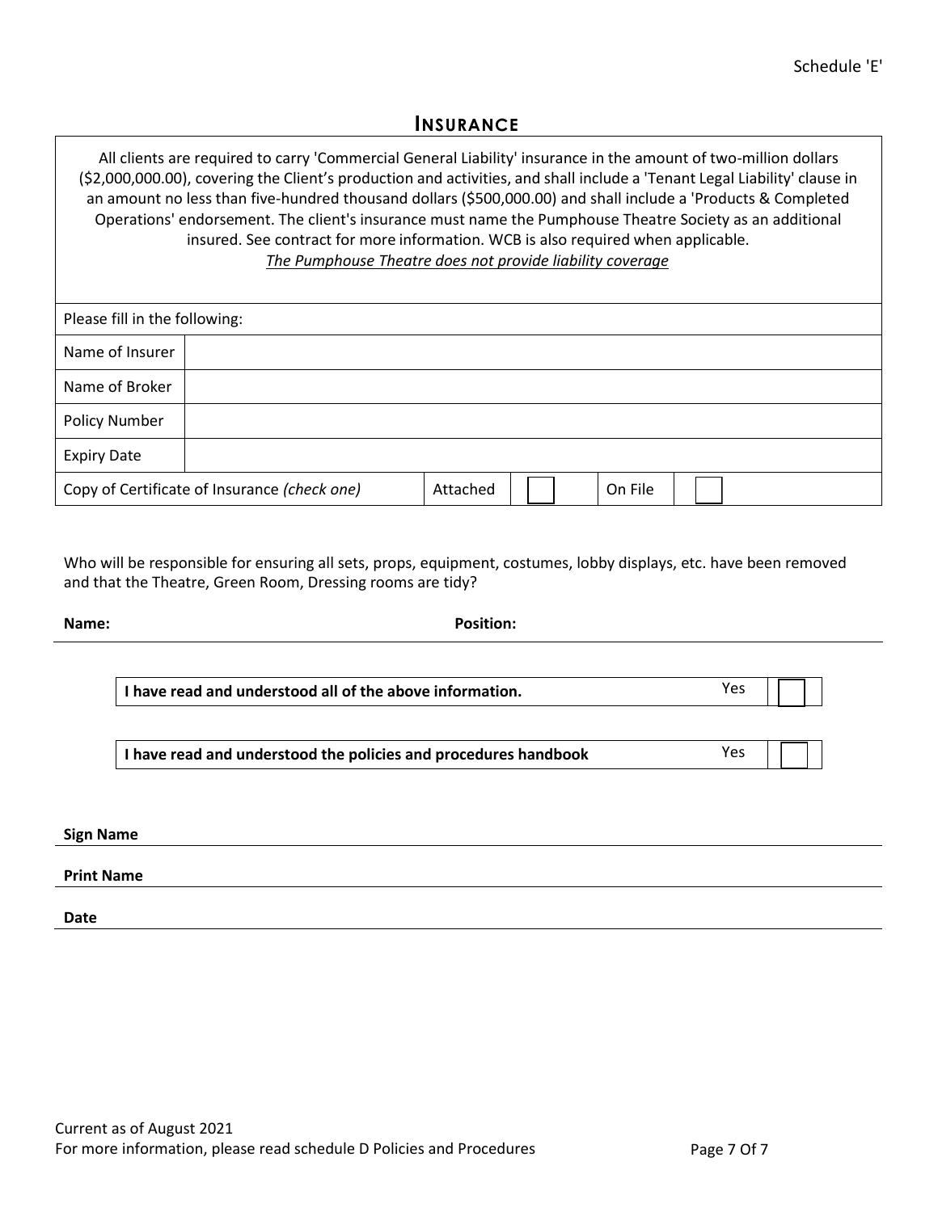Schedule 'E'

## Insurance

All clients are required to carry 'Commercial General Liability' insurance in the amount of two-million dollars ($2,000,000.00), covering the Client's production and activities, and shall include a 'Tenant Legal Liability' clause in an amount no less than five-hundred thousand dollars ($500,000.00) and shall include a 'Products & Completed Operations' endorsement. The client's insurance must name the Pumphouse Theatre Society as an additional insured. See contract for more information. WCB is also required when applicable.

*The Pumphouse Theatre does not provide liability coverage*

| | | | | | |
|---|---|---|---|---|---|
| Please fill in the following: | | | | | |
| Name of Insurer | | | | | |
| Name of Broker | | | | | |
| Policy Number | | | | | |
| Expiry Date | | | | | |
| Copy of Certificate of Insurance *(check one)* | | Attached | ☐ | On File | ☐ |

Who will be responsible for ensuring all sets, props, equipment, costumes, lobby displays, etc. have been removed and that the Theatre, Green Room, Dressing rooms are tidy?

**Name:** **Position:**

| | | |
|---|---|---|
| **I have read and understood all of the above information.** | Yes | ☐ |

| | | |
|---|---|---|
| **I have read and understood the policies and procedures handbook** | Yes | ☐ |

**Sign Name**

**Print Name**

**Date**

Current as of August 2021
For more information, please read schedule D Policies and Procedures